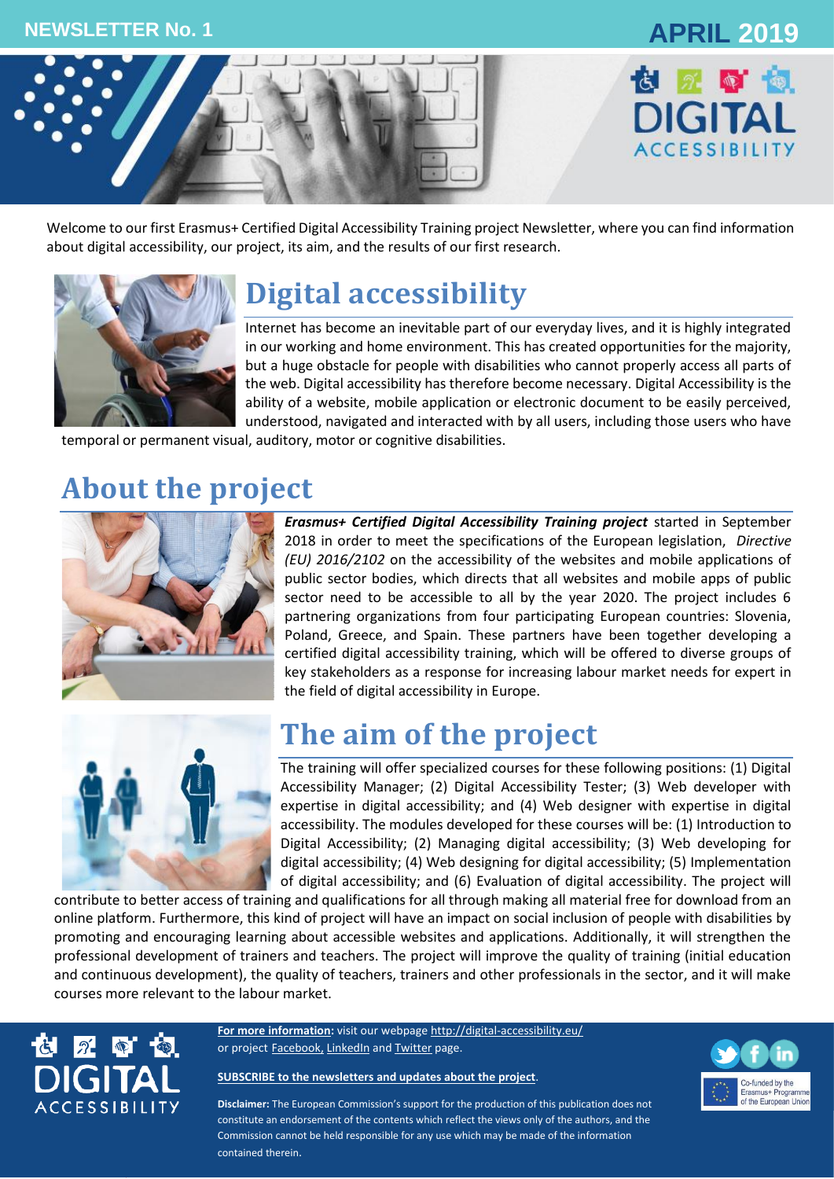NEWSLETTER No. 1

APRIL 2019

Welcome to our first Erasmus+ Certified Digital Accessibility Training project Newsletter, where you can find information about digital accessibility, our project, its aim, and the results of our first research.

# Digital accessibility

Internet has become an inevitable part of our everyday lives, and it is highly integrated in our working and home environment. This has created opportunities for the majority, but a huge obstacle for people with disabilities who cannot properly access all parts of the web. Digital accessibility has therefore become necessary. Digital Accessibility is the ability of a website, mobile application or electronic document to be easily perceived, understood, navigated and interacted with by all users, including those users who have temporal or permanent visual, auditory, motor or cognitive disabilities.

# About the project

***Erasmus+ Certified Digital Accessibility Training project*** started in September 2018 in order to meet the specifications of the European legislation, *Directive (EU) 2016/2102* on the accessibility of the websites and mobile applications of public sector bodies, which directs that all websites and mobile apps of public sector need to be accessible to all by the year 2020. The project includes 6 partnering organizations from four participating European countries: Slovenia, Poland, Greece, and Spain. These partners have been together developing a certified digital accessibility training, which will be offered to diverse groups of key stakeholders as a response for increasing labour market needs for expert in the field of digital accessibility in Europe.

# The aim of the project

The training will offer specialized courses for these following positions: (1) Digital Accessibility Manager; (2) Digital Accessibility Tester; (3) Web developer with expertise in digital accessibility; and (4) Web designer with expertise in digital accessibility. The modules developed for these courses will be: (1) Introduction to Digital Accessibility; (2) Managing digital accessibility; (3) Web developing for digital accessibility; (4) Web designing for digital accessibility; (5) Implementation of digital accessibility; and (6) Evaluation of digital accessibility. The project will contribute to better access of training and qualifications for all through making all material free for download from an online platform. Furthermore, this kind of project will have an impact on social inclusion of people with disabilities by promoting and encouraging learning about accessible websites and applications. Additionally, it will strengthen the professional development of trainers and teachers. The project will improve the quality of training (initial education and continuous development), the quality of teachers, trainers and other professionals in the sector, and it will make courses more relevant to the labour market.

**For more information:** visit our webpage http://digital-accessibility.eu/ or project Facebook, LinkedIn and Twitter page.

**SUBSCRIBE to the newsletters and updates about the project**.

**Disclaimer:** The European Commission's support for the production of this publication does not constitute an endorsement of the contents which reflect the views only of the authors, and the Commission cannot be held responsible for any use which may be made of the information contained therein.

Co-funded by the Erasmus+ Programme of the European Union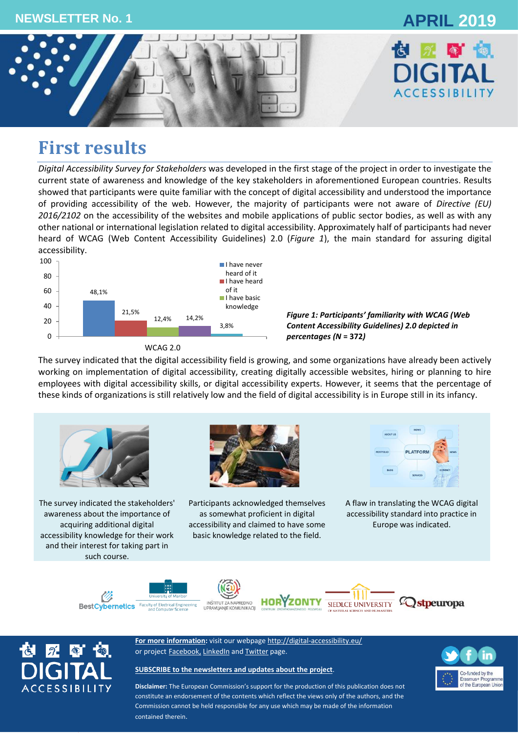# First results

*Digital Accessibility Survey for Stakeholders* was developed in the first stage of the project in order to investigate the current state of awareness and knowledge of the key stakeholders in aforementioned European countries. Results showed that participants were quite familiar with the concept of digital accessibility and understood the importance of providing accessibility of the web. However, the majority of participants were not aware of *Directive (EU) 2016/2102* on the accessibility of the websites and mobile applications of public sector bodies, as well as with any other national or international legislation related to digital accessibility. Approximately half of participants had never heard of WCAG (Web Content Accessibility Guidelines) 2.0 (*Figure 1*), the main standard for assuring digital accessibility.

100
80
60
40
20
0

48,1%
21,5%
12,4%
14,2%
3,8%

I have never heard of it
I have heard of it
I have basic knowledge

WCAG 2.0

***Figure 1: Participants' familiarity with WCAG (Web Content Accessibility Guidelines) 2.0 depicted in percentages (N = 372)***

The survey indicated that the digital accessibility field is growing, and some organizations have already been actively working on implementation of digital accessibility, creating digitally accessible websites, hiring or planning to hire employees with digital accessibility skills, or digital accessibility experts. However, it seems that the percentage of these kinds of organizations is still relatively low and the field of digital accessibility is in Europe still in its infancy.

The survey indicated the stakeholders' awareness about the importance of acquiring additional digital accessibility knowledge for their work and their interest for taking part in such course.

Participants acknowledged themselves as somewhat proficient in digital accessibility and claimed to have some basic knowledge related to the field.

A flaw in translating the WCAG digital accessibility standard into practice in Europe was indicated.

**For more information:** visit our webpage http://digital-accessibility.eu/ or project Facebook, LinkedIn and Twitter page.

**SUBSCRIBE to the newsletters and updates about the project**.

**Disclaimer:** The European Commission's support for the production of this publication does not constitute an endorsement of the contents which reflect the views only of the authors, and the Commission cannot be held responsible for any use which may be made of the information contained therein.

Co-funded by the Erasmus+ Programme of the European Union